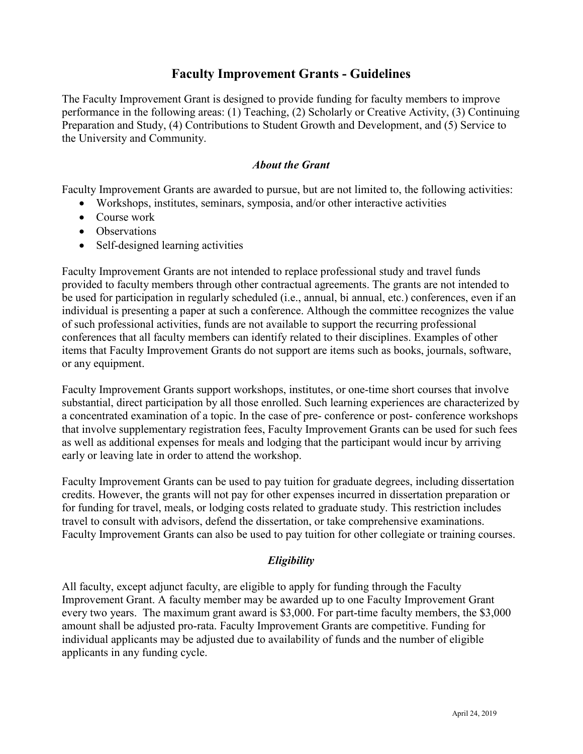# Faculty Improvement Grants - Guidelines

The Faculty Improvement Grant is designed to provide funding for faculty members to improve performance in the following areas: (1) Teaching, (2) Scholarly or Creative Activity, (3) Continuing Preparation and Study, (4) Contributions to Student Growth and Development, and (5) Service to the University and Community.

### *About the Grant*

Faculty Improvement Grants are awarded to pursue, but are not limited to, the following activities:

- Workshops, institutes, seminars, symposia, and/or other interactive activities
- Course work
- Observations
- Self-designed learning activities

Faculty Improvement Grants are not intended to replace professional study and travel funds provided to faculty members through other contractual agreements. The grants are not intended to be used for participation in regularly scheduled (i.e., annual, bi annual, etc.) conferences, even if an individual is presenting a paper at such a conference. Although the committee recognizes the value of such professional activities, funds are not available to support the recurring professional conferences that all faculty members can identify related to their disciplines. Examples of other items that Faculty Improvement Grants do not support are items such as books, journals, software, or any equipment.

Faculty Improvement Grants support workshops, institutes, or one-time short courses that involve substantial, direct participation by all those enrolled. Such learning experiences are characterized by a concentrated examination of a topic. In the case of pre- conference or post- conference workshops that involve supplementary registration fees, Faculty Improvement Grants can be used for such fees as well as additional expenses for meals and lodging that the participant would incur by arriving early or leaving late in order to attend the workshop.

Faculty Improvement Grants can be used to pay tuition for graduate degrees, including dissertation credits. However, the grants will not pay for other expenses incurred in dissertation preparation or for funding for travel, meals, or lodging costs related to graduate study. This restriction includes travel to consult with advisors, defend the dissertation, or take comprehensive examinations. Faculty Improvement Grants can also be used to pay tuition for other collegiate or training courses.

### *Eligibility*

All faculty, except adjunct faculty, are eligible to apply for funding through the Faculty Improvement Grant. A faculty member may be awarded up to one Faculty Improvement Grant every two years. The maximum grant award is $3,000. For part-time faculty members, the $3,000 amount shall be adjusted pro-rata. Faculty Improvement Grants are competitive. Funding for individual applicants may be adjusted due to availability of funds and the number of eligible applicants in any funding cycle.

April 24, 2019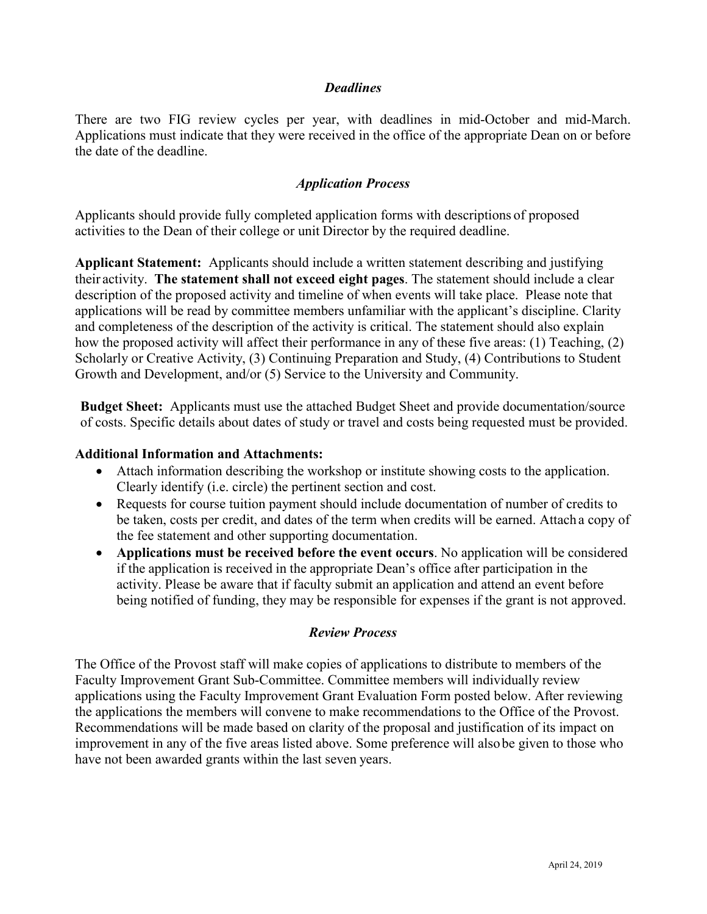### *Deadlines*

There are two FIG review cycles per year, with deadlines in mid-October and mid-March. Applications must indicate that they were received in the office of the appropriate Dean on or before the date of the deadline.

### *Application Process*

Applicants should provide fully completed application forms with descriptions of proposed activities to the Dean of their college or unit Director by the required deadline.

**Applicant Statement:** Applicants should include a written statement describing and justifying their activity. **The statement shall not exceed eight pages**. The statement should include a clear description of the proposed activity and timeline of when events will take place. Please note that applications will be read by committee members unfamiliar with the applicant's discipline. Clarity and completeness of the description of the activity is critical. The statement should also explain how the proposed activity will affect their performance in any of these five areas: (1) Teaching, (2) Scholarly or Creative Activity, (3) Continuing Preparation and Study, (4) Contributions to Student Growth and Development, and/or (5) Service to the University and Community.

**Budget Sheet:** Applicants must use the attached Budget Sheet and provide documentation/source of costs. Specific details about dates of study or travel and costs being requested must be provided.

**Additional Information and Attachments:**

- Attach information describing the workshop or institute showing costs to the application. Clearly identify (i.e. circle) the pertinent section and cost.
- Requests for course tuition payment should include documentation of number of credits to be taken, costs per credit, and dates of the term when credits will be earned. Attach a copy of the fee statement and other supporting documentation.
- **Applications must be received before the event occurs**. No application will be considered if the application is received in the appropriate Dean's office after participation in the activity. Please be aware that if faculty submit an application and attend an event before being notified of funding, they may be responsible for expenses if the grant is not approved.

### *Review Process*

The Office of the Provost staff will make copies of applications to distribute to members of the Faculty Improvement Grant Sub-Committee. Committee members will individually review applications using the Faculty Improvement Grant Evaluation Form posted below. After reviewing the applications the members will convene to make recommendations to the Office of the Provost. Recommendations will be made based on clarity of the proposal and justification of its impact on improvement in any of the five areas listed above. Some preference will also be given to those who have not been awarded grants within the last seven years.

April 24, 2019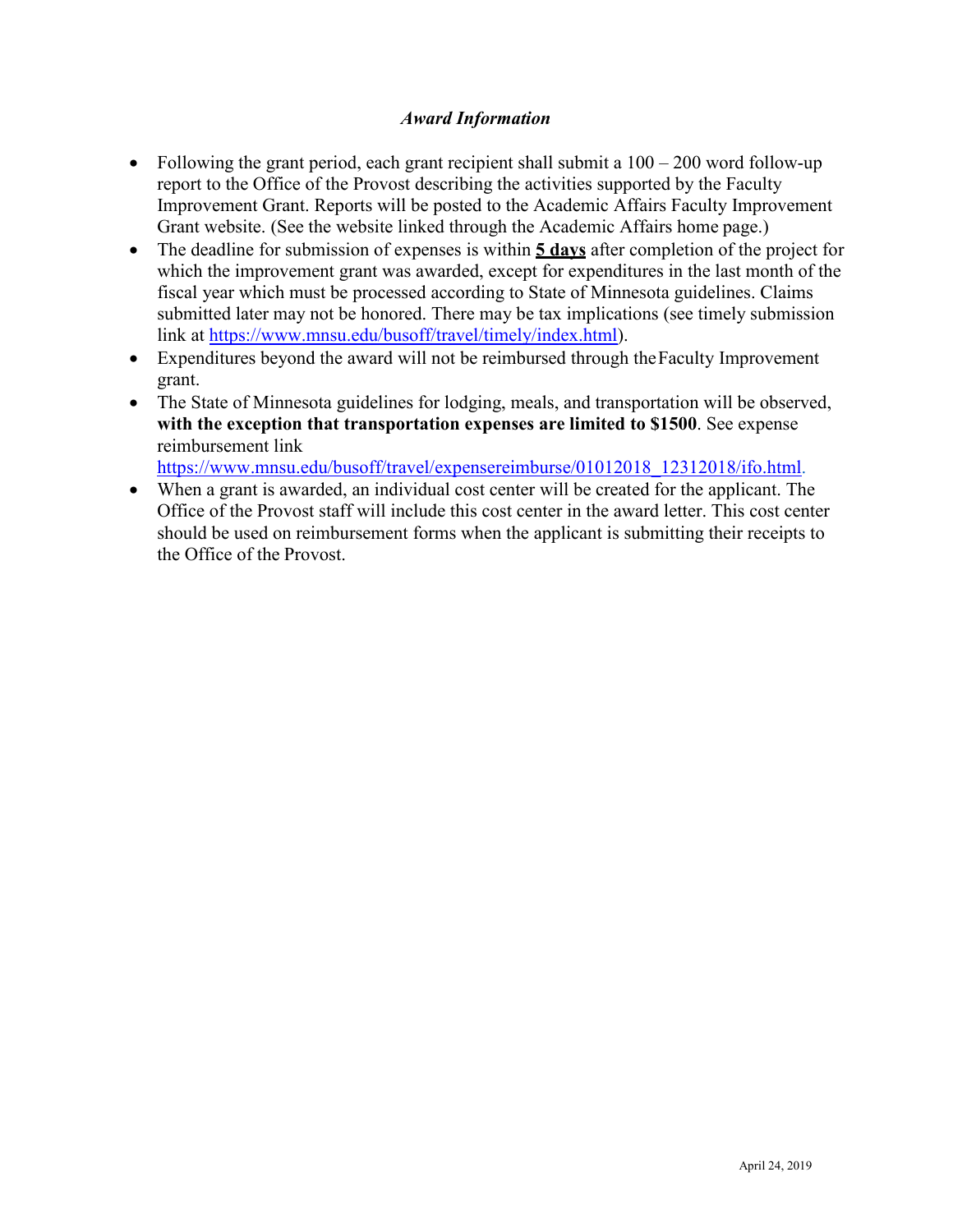### *Award Information*

- Following the grant period, each grant recipient shall submit a 100 – 200 word follow-up report to the Office of the Provost describing the activities supported by the Faculty Improvement Grant. Reports will be posted to the Academic Affairs Faculty Improvement Grant website. (See the website linked through the Academic Affairs home page.)
- The deadline for submission of expenses is within **5 days** after completion of the project for which the improvement grant was awarded, except for expenditures in the last month of the fiscal year which must be processed according to State of Minnesota guidelines. Claims submitted later may not be honored. There may be tax implications (see timely submission link at https://www.mnsu.edu/busoff/travel/timely/index.html).
- Expenditures beyond the award will not be reimbursed through the Faculty Improvement grant.
- The State of Minnesota guidelines for lodging, meals, and transportation will be observed, **with the exception that transportation expenses are limited to $1500**. See expense reimbursement link https://www.mnsu.edu/busoff/travel/expensereimburse/01012018_12312018/ifo.html.
- When a grant is awarded, an individual cost center will be created for the applicant. The Office of the Provost staff will include this cost center in the award letter. This cost center should be used on reimbursement forms when the applicant is submitting their receipts to the Office of the Provost.

April 24, 2019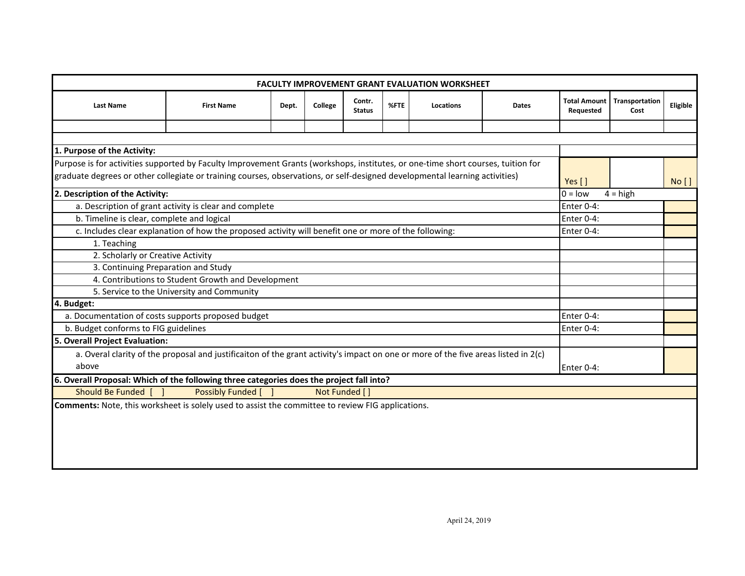## FACULTY IMPROVEMENT GRANT EVALUATION WORKSHEET

| Last Name | First Name | Dept. | College | Contr. Status | %FTE | Locations | Dates | Total Amount Requested | Transportation Cost | Eligible |
|---|---|---|---|---|---|---|---|---|---|---|
| | | | | | | | | | | |

| | | |
|---|---|---|
| **1. Purpose of the Activity:** | | |
| Purpose is for activities supported by Faculty Improvement Grants (workshops, institutes, or one-time short courses, tuition for graduate degrees or other collegiate or training courses, observations, or self-designed developmental learning activities) | Yes [ ] | No [ ] |
| **2. Description of the Activity:** | 0 = low 4 = high | |
| a. Description of grant activity is clear and complete | Enter 0-4: | |
| b. Timeline is clear, complete and logical | Enter 0-4: | |
| c. Includes clear explanation of how the proposed activity will benefit one or more of the following: | Enter 0-4: | |
| 1. Teaching | | |
| 2. Scholarly or Creative Activity | | |
| 3. Continuing Preparation and Study | | |
| 4. Contributions to Student Growth and Development | | |
| 5. Service to the University and Community | | |
| **4. Budget:** | | |
| a. Documentation of costs supports proposed budget | Enter 0-4: | |
| b. Budget conforms to FIG guidelines | Enter 0-4: | |
| **5. Overall Project Evaluation:** | | |
| a. Overal clarity of the proposal and justificaiton of the grant activity's impact on one or more of the five areas listed in 2(c) above | Enter 0-4: | |

**6. Overall Proposal: Which of the following three categories does the project fall into?**

Should Be Funded [ ]     Possibly Funded [ ]     Not Funded [ ]

**Comments:** Note, this worksheet is solely used to assist the committee to review FIG applications.

April 24, 2019